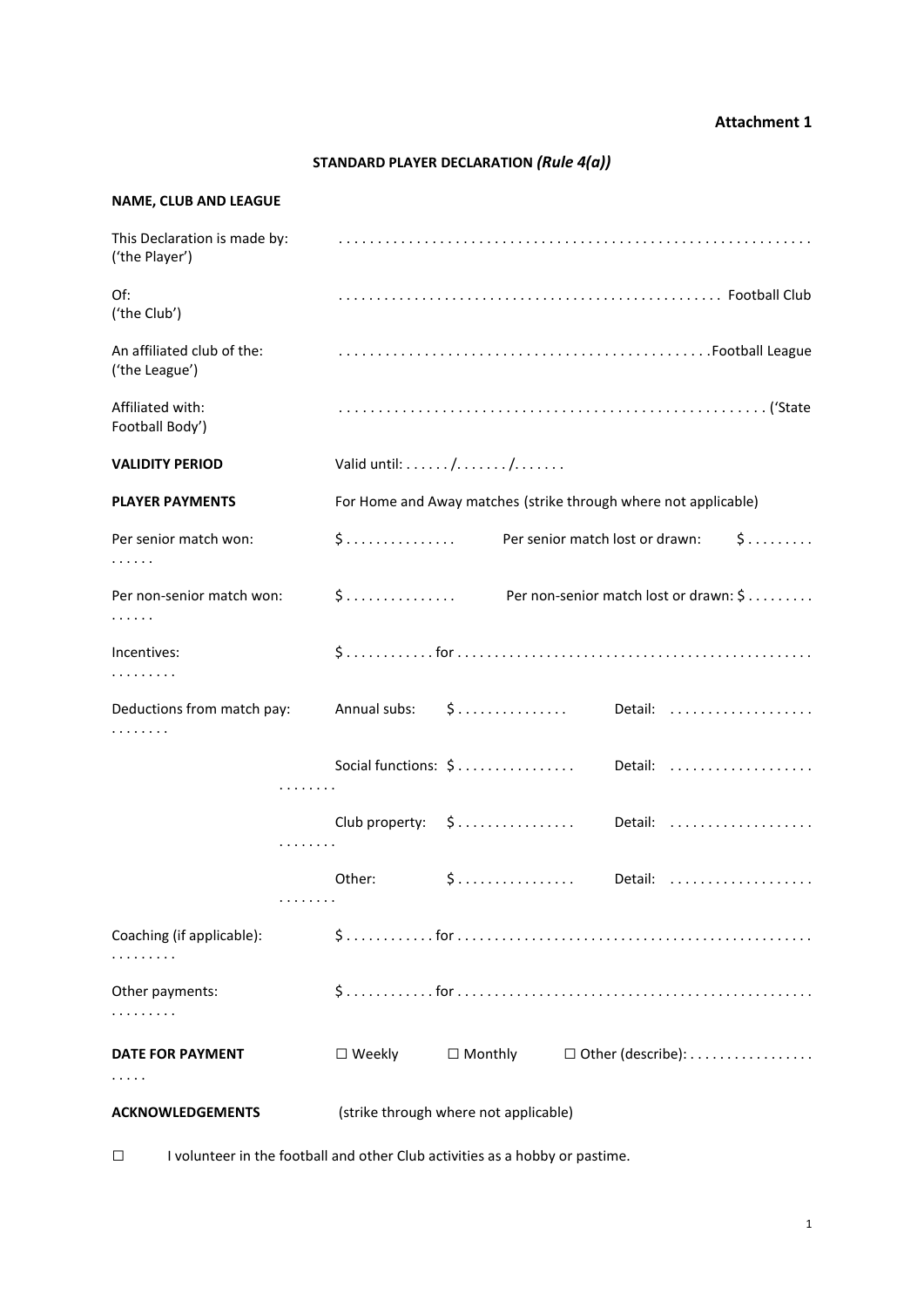**Attachment 1**

## STANDARD PLAYER DECLARATION *(Rule 4(a))*

**NAME, CLUB AND LEAGUE**

| | |
|---|---|
| This Declaration is made by: ('the Player') | . . . . . . . . . . . . . . . . . . . . . . . . . . . . . . . . . . . . . . . . . . . . . . . . . . . . . . . . . . . . |
| Of: ('the Club') | . . . . . . . . . . . . . . . . . . . . . . . . . . . . . . . . . . . . . . . . . . . . . . . . . . Football Club |
| An affiliated club of the: ('the League') | . . . . . . . . . . . . . . . . . . . . . . . . . . . . . . . . . . . . . . . . . . . . . . .Football League |
| Affiliated with: | . . . . . . . . . . . . . . . . . . . . . . . . . . . . . . . . . . . . . . . . . . . . . . . . . . . . . . ('State Football Body') |

**VALIDITY PERIOD** Valid until: . . . . . . /. . . . . . . /. . . . . . .

**PLAYER PAYMENTS** For Home and Away matches (strike through where not applicable)

Per senior match won: . . . . . . $ . . . . . . . . . . . . . . Per senior match lost or drawn: $ . . . . . . . . .

Per non-senior match won: . . . . . . $ . . . . . . . . . . . . . . Per non-senior match lost or drawn: $ . . . . . . . . .

Incentives: . . . . . . . . . $ . . . . . . . . . . . . for . . . . . . . . . . . . . . . . . . . . . . . . . . . . . . . . . . . . . . . . . . . . . . .

Deductions from match pay: . . . . . . . .

| | | |
|---|---|---|
| Annual subs: | $ . . . . . . . . . . . . . . | Detail: . . . . . . . . . . . . . . . . . . |
| Social functions: | $ . . . . . . . . . . . . . . . . | Detail: . . . . . . . . . . . . . . . . . . |
| Club property: | $ . . . . . . . . . . . . . . . . | Detail: . . . . . . . . . . . . . . . . . . |
| Other: | $ . . . . . . . . . . . . . . . . | Detail: . . . . . . . . . . . . . . . . . . |

Coaching (if applicable): . . . . . . . . . $ . . . . . . . . . . . . for . . . . . . . . . . . . . . . . . . . . . . . . . . . . . . . . . . . . . . . . . . . . . . .

Other payments: . . . . . . . . . $ . . . . . . . . . . . . for . . . . . . . . . . . . . . . . . . . . . . . . . . . . . . . . . . . . . . . . . . . . . . .

**DATE FOR PAYMENT** . . . . . ☐ Weekly ☐ Monthly ☐ Other (describe): . . . . . . . . . . . . . . . . .

**ACKNOWLEDGEMENTS** (strike through where not applicable)

☐ I volunteer in the football and other Club activities as a hobby or pastime.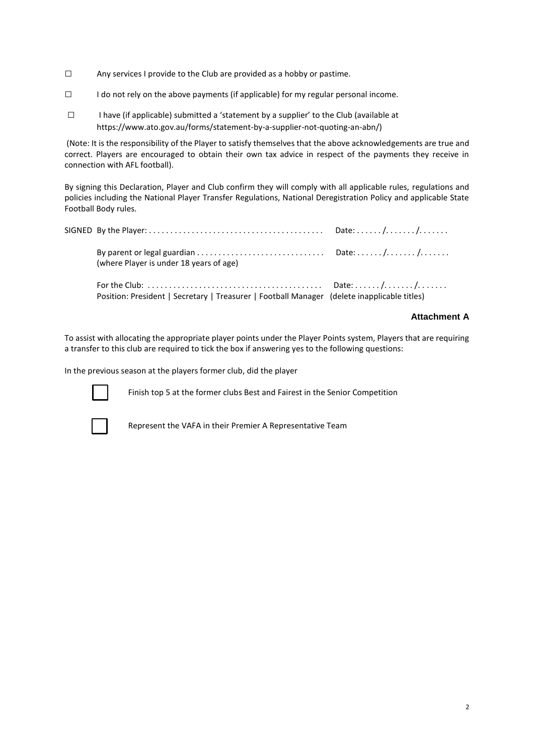☐ Any services I provide to the Club are provided as a hobby or pastime.

☐ I do not rely on the above payments (if applicable) for my regular personal income.

☐ I have (if applicable) submitted a 'statement by a supplier' to the Club (available at https://www.ato.gov.au/forms/statement-by-a-supplier-not-quoting-an-abn/)

(Note: It is the responsibility of the Player to satisfy themselves that the above acknowledgements are true and correct. Players are encouraged to obtain their own tax advice in respect of the payments they receive in connection with AFL football).

By signing this Declaration, Player and Club confirm they will comply with all applicable rules, regulations and policies including the National Player Transfer Regulations, National Deregistration Policy and applicable State Football Body rules.

SIGNED By the Player: . . . . . . . . . . . . . . . . . . . . . . . . . . . . . . . . . . . . . . . . . Date: . . . . . . /. . . . . . . /. . . . . . .

By parent or legal guardian . . . . . . . . . . . . . . . . . . . . . . . . . . . . . Date: . . . . . . /. . . . . . . /. . . . . . .
(where Player is under 18 years of age)

For the Club: . . . . . . . . . . . . . . . . . . . . . . . . . . . . . . . . . . . . . . . . Date: . . . . . . /. . . . . . . /. . . . . . .
Position: President | Secretary | Treasurer | Football Manager (delete inapplicable titles)

## Attachment A

To assist with allocating the appropriate player points under the Player Points system, Players that are requiring a transfer to this club are required to tick the box if answering yes to the following questions:

In the previous season at the players former club, did the player

☐ Finish top 5 at the former clubs Best and Fairest in the Senior Competition

☐ Represent the VAFA in their Premier A Representative Team